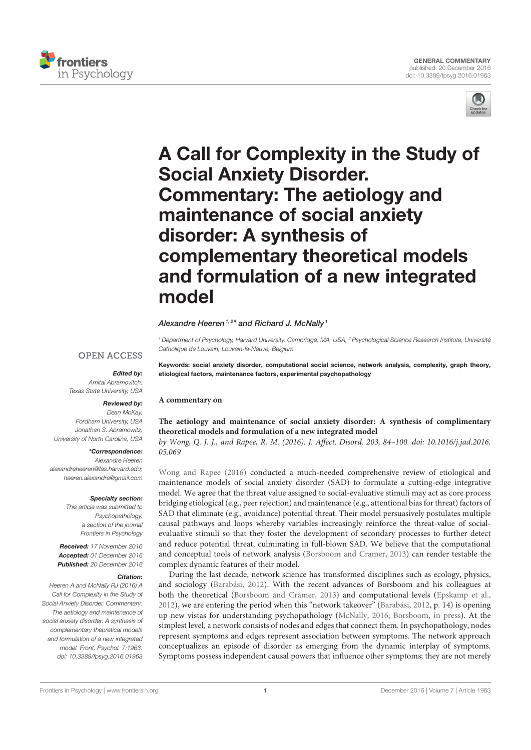# A Call for Complexity in the Study of Social Anxiety Disorder. Commentary: The aetiology and maintenance of social anxiety disorder: A synthesis of complementary theoretical models and formulation of a new integrated model

*Alexandre Heeren*[1,2]* *and Richard J. McNally*[1]

[1] Department of Psychology, Harvard University, Cambridge, MA, USA, [2] Psychological Science Research Institute, Université Catholique de Louvain, Louvain-la-Neuve, Belgium

OPEN ACCESS

***Edited by:***
Amitai Abramovitch,
Texas State University, USA

***Reviewed by:***
Dean McKay,
Fordham University, USA
Jonathan S. Abramowitz,
University of North Carolina, USA

***\*Correspondence:***
Alexandre Heeren
alexandreheeren@fas.harvard.edu;
heeren.alexandre@gmail.com

***Specialty section:***
This article was submitted to Psychopathology, a section of the journal Frontiers in Psychology

***Received:*** 17 November 2016
***Accepted:*** 01 December 2016
***Published:*** 20 December 2016

***Citation:***
Heeren A and McNally RJ (2016) A Call for Complexity in the Study of Social Anxiety Disorder. Commentary: The aetiology and maintenance of social anxiety disorder: A synthesis of complementary theoretical models and formulation of a new integrated model. Front. Psychol. 7:1963. doi: 10.3389/fpsyg.2016.01963

**Keywords: social anxiety disorder, computational social science, network analysis, complexity, graph theory, etiological factors, maintenance factors, experimental psychopathology**

**A commentary on**

**The aetiology and maintenance of social anxiety disorder: A synthesis of complimentary theoretical models and formulation of a new integrated model**

*by Wong, Q. J. J., and Rapee, R. M. (2016). J. Affect. Disord. 203, 84–100. doi: 10.1016/j.jad.2016.05.069*

Wong and Rapee (2016) conducted a much-needed comprehensive review of etiological and maintenance models of social anxiety disorder (SAD) to formulate a cutting-edge integrative model. We agree that the threat value assigned to social-evaluative stimuli may act as core process bridging etiological (e.g., peer rejection) and maintenance (e.g., attentional bias for threat) factors of SAD that eliminate (e.g., avoidance) potential threat. Their model persuasively postulates multiple causal pathways and loops whereby variables increasingly reinforce the threat-value of social-evaluative stimuli so that they foster the development of secondary processes to further detect and reduce potential threat, culminating in full-blown SAD. We believe that the computational and conceptual tools of network analysis (Borsboom and Cramer, 2013) can render testable the complex dynamic features of their model.

During the last decade, network science has transformed disciplines such as ecology, physics, and sociology (Barabási, 2012). With the recent advances of Borsboom and his colleagues at both the theoretical (Borsboom and Cramer, 2013) and computational levels (Epskamp et al., 2012), we are entering the period when this "network takeover" (Barabási, 2012, p. 14) is opening up new vistas for understanding psychopathology (McNally, 2016; Borsboom, in press). At the simplest level, a network consists of nodes and edges that connect them. In psychopathology, nodes represent symptoms and edges represent association between symptoms. The network approach conceptualizes an episode of disorder as emerging from the dynamic interplay of symptoms. Symptoms possess independent causal powers that influence other symptoms; they are not merely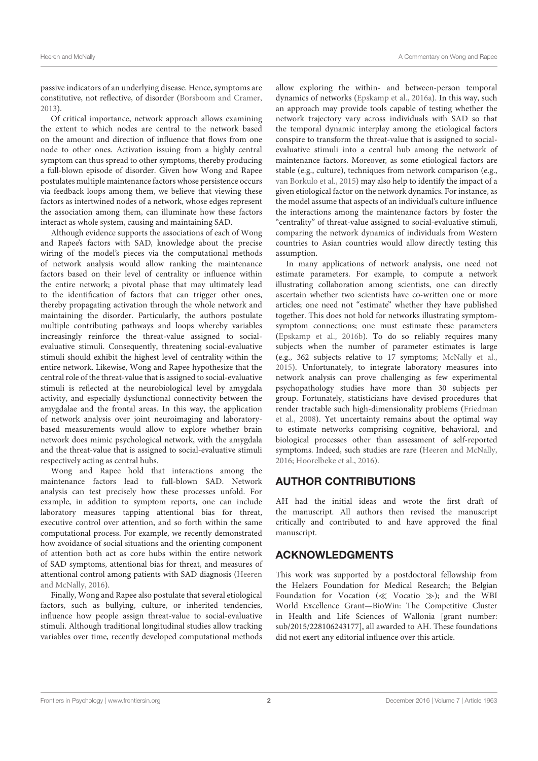passive indicators of an underlying disease. Hence, symptoms are constitutive, not reflective, of disorder (Borsboom and Cramer, 2013).

Of critical importance, network approach allows examining the extent to which nodes are central to the network based on the amount and direction of influence that flows from one node to other ones. Activation issuing from a highly central symptom can thus spread to other symptoms, thereby producing a full-blown episode of disorder. Given how Wong and Rapee postulates multiple maintenance factors whose persistence occurs via feedback loops among them, we believe that viewing these factors as intertwined nodes of a network, whose edges represent the association among them, can illuminate how these factors interact as whole system, causing and maintaining SAD.

Although evidence supports the associations of each of Wong and Rapee's factors with SAD, knowledge about the precise wiring of the model's pieces via the computational methods of network analysis would allow ranking the maintenance factors based on their level of centrality or influence within the entire network; a pivotal phase that may ultimately lead to the identification of factors that can trigger other ones, thereby propagating activation through the whole network and maintaining the disorder. Particularly, the authors postulate multiple contributing pathways and loops whereby variables increasingly reinforce the threat-value assigned to social-evaluative stimuli. Consequently, threatening social-evaluative stimuli should exhibit the highest level of centrality within the entire network. Likewise, Wong and Rapee hypothesize that the central role of the threat-value that is assigned to social-evaluative stimuli is reflected at the neurobiological level by amygdala activity, and especially dysfunctional connectivity between the amygdalae and the frontal areas. In this way, the application of network analysis over joint neuroimaging and laboratory-based measurements would allow to explore whether brain network does mimic psychological network, with the amygdala and the threat-value that is assigned to social-evaluative stimuli respectively acting as central hubs.

Wong and Rapee hold that interactions among the maintenance factors lead to full-blown SAD. Network analysis can test precisely how these processes unfold. For example, in addition to symptom reports, one can include laboratory measures tapping attentional bias for threat, executive control over attention, and so forth within the same computational process. For example, we recently demonstrated how avoidance of social situations and the orienting component of attention both act as core hubs within the entire network of SAD symptoms, attentional bias for threat, and measures of attentional control among patients with SAD diagnosis (Heeren and McNally, 2016).

Finally, Wong and Rapee also postulate that several etiological factors, such as bullying, culture, or inherited tendencies, influence how people assign threat-value to social-evaluative stimuli. Although traditional longitudinal studies allow tracking variables over time, recently developed computational methods allow exploring the within- and between-person temporal dynamics of networks (Epskamp et al., 2016a). In this way, such an approach may provide tools capable of testing whether the network trajectory vary across individuals with SAD so that the temporal dynamic interplay among the etiological factors conspire to transform the threat-value that is assigned to social-evaluative stimuli into a central hub among the network of maintenance factors. Moreover, as some etiological factors are stable (e.g., culture), techniques from network comparison (e.g., van Borkulo et al., 2015) may also help to identify the impact of a given etiological factor on the network dynamics. For instance, as the model assume that aspects of an individual's culture influence the interactions among the maintenance factors by foster the "centrality" of threat-value assigned to social-evaluative stimuli, comparing the network dynamics of individuals from Western countries to Asian countries would allow directly testing this assumption.

In many applications of network analysis, one need not estimate parameters. For example, to compute a network illustrating collaboration among scientists, one can directly ascertain whether two scientists have co-written one or more articles; one need not "estimate" whether they have published together. This does not hold for networks illustrating symptom-symptom connections; one must estimate these parameters (Epskamp et al., 2016b). To do so reliably requires many subjects when the number of parameter estimates is large (e.g., 362 subjects relative to 17 symptoms; McNally et al., 2015). Unfortunately, to integrate laboratory measures into network analysis can prove challenging as few experimental psychopathology studies have more than 30 subjects per group. Fortunately, statisticians have devised procedures that render tractable such high-dimensionality problems (Friedman et al., 2008). Yet uncertainty remains about the optimal way to estimate networks comprising cognitive, behavioral, and biological processes other than assessment of self-reported symptoms. Indeed, such studies are rare (Heeren and McNally, 2016; Hoorelbeke et al., 2016).

## AUTHOR CONTRIBUTIONS

AH had the initial ideas and wrote the first draft of the manuscript. All authors then revised the manuscript critically and contributed to and have approved the final manuscript.

## ACKNOWLEDGMENTS

This work was supported by a postdoctoral fellowship from the Helaers Foundation for Medical Research; the Belgian Foundation for Vocation (≪ Vocatio ≫); and the WBI World Excellence Grant—BioWin: The Competitive Cluster in Health and Life Sciences of Wallonia [grant number: sub/2015/228106243177], all awarded to AH. These foundations did not exert any editorial influence over this article.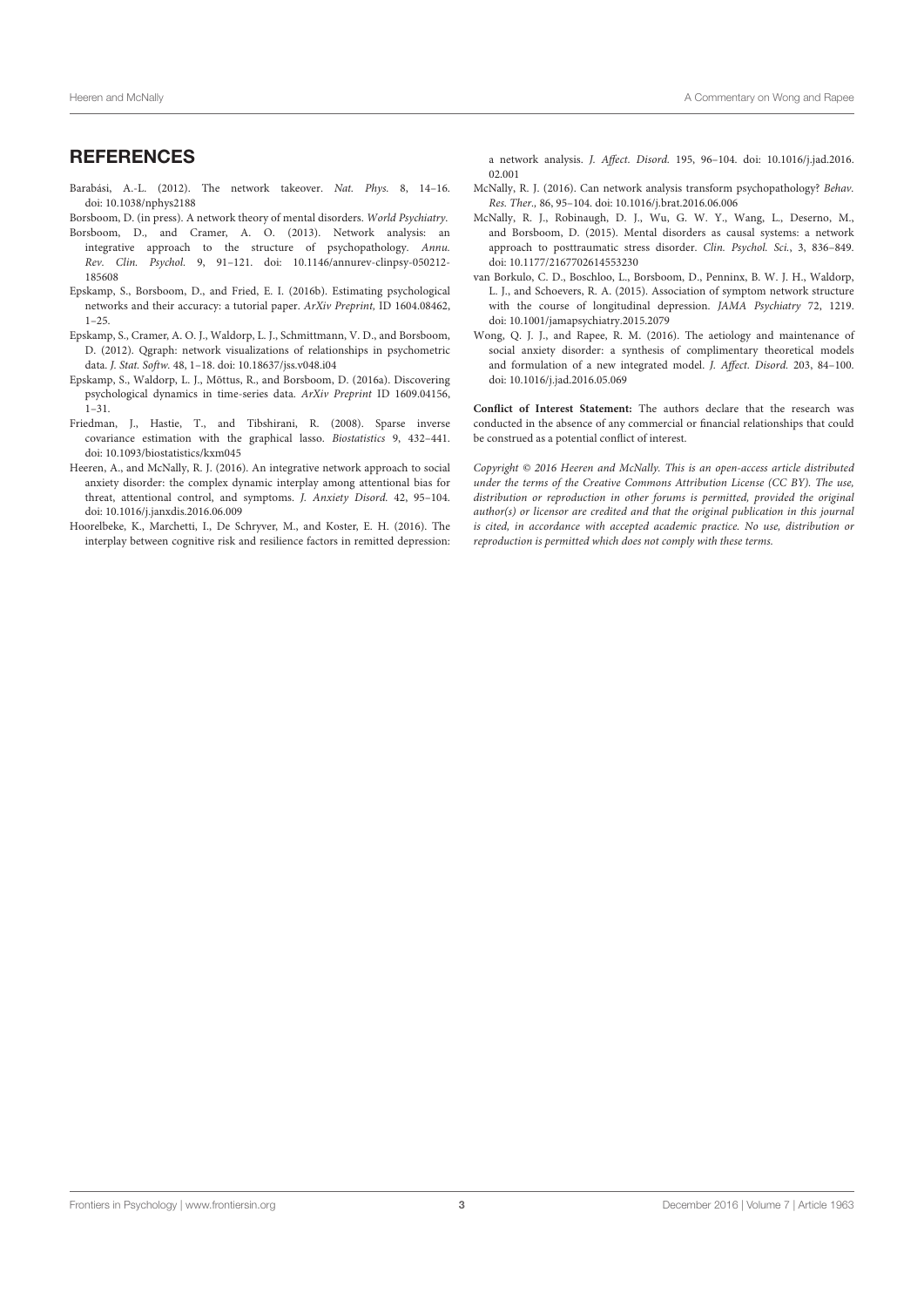## REFERENCES

Barabási, A.-L. (2012). The network takeover. *Nat. Phys.* 8, 14–16. doi: 10.1038/nphys2188

Borsboom, D. (in press). A network theory of mental disorders. *World Psychiatry.*

Borsboom, D., and Cramer, A. O. (2013). Network analysis: an integrative approach to the structure of psychopathology. *Annu. Rev. Clin. Psychol.* 9, 91–121. doi: 10.1146/annurev-clinpsy-050212-185608

Epskamp, S., Borsboom, D., and Fried, E. I. (2016b). Estimating psychological networks and their accuracy: a tutorial paper. *ArXiv Preprint*, ID 1604.08462, 1–25.

Epskamp, S., Cramer, A. O. J., Waldorp, L. J., Schmittmann, V. D., and Borsboom, D. (2012). Qgraph: network visualizations of relationships in psychometric data. *J. Stat. Softw.* 48, 1–18. doi: 10.18637/jss.v048.i04

Epskamp, S., Waldorp, L. J., Mõttus, R., and Borsboom, D. (2016a). Discovering psychological dynamics in time-series data. *ArXiv Preprint* ID 1609.04156, 1–31.

Friedman, J., Hastie, T., and Tibshirani, R. (2008). Sparse inverse covariance estimation with the graphical lasso. *Biostatistics* 9, 432–441. doi: 10.1093/biostatistics/kxm045

Heeren, A., and McNally, R. J. (2016). An integrative network approach to social anxiety disorder: the complex dynamic interplay among attentional bias for threat, attentional control, and symptoms. *J. Anxiety Disord.* 42, 95–104. doi: 10.1016/j.janxdis.2016.06.009

Hoorelbeke, K., Marchetti, I., De Schryver, M., and Koster, E. H. (2016). The interplay between cognitive risk and resilience factors in remitted depression: a network analysis. *J. Affect. Disord.* 195, 96–104. doi: 10.1016/j.jad.2016.02.001

McNally, R. J. (2016). Can network analysis transform psychopathology? *Behav. Res. Ther.*, 86, 95–104. doi: 10.1016/j.brat.2016.06.006

McNally, R. J., Robinaugh, D. J., Wu, G. W. Y., Wang, L., Deserno, M., and Borsboom, D. (2015). Mental disorders as causal systems: a network approach to posttraumatic stress disorder. *Clin. Psychol. Sci.*, 3, 836–849. doi: 10.1177/2167702614553230

van Borkulo, C. D., Boschloo, L., Borsboom, D., Penninx, B. W. J. H., Waldorp, L. J., and Schoevers, R. A. (2015). Association of symptom network structure with the course of longitudinal depression. *JAMA Psychiatry* 72, 1219. doi: 10.1001/jamapsychiatry.2015.2079

Wong, Q. J. J., and Rapee, R. M. (2016). The aetiology and maintenance of social anxiety disorder: a synthesis of complimentary theoretical models and formulation of a new integrated model. *J. Affect. Disord.* 203, 84–100. doi: 10.1016/j.jad.2016.05.069

**Conflict of Interest Statement:** The authors declare that the research was conducted in the absence of any commercial or financial relationships that could be construed as a potential conflict of interest.

*Copyright © 2016 Heeren and McNally. This is an open-access article distributed under the terms of the Creative Commons Attribution License (CC BY). The use, distribution or reproduction in other forums is permitted, provided the original author(s) or licensor are credited and that the original publication in this journal is cited, in accordance with accepted academic practice. No use, distribution or reproduction is permitted which does not comply with these terms.*